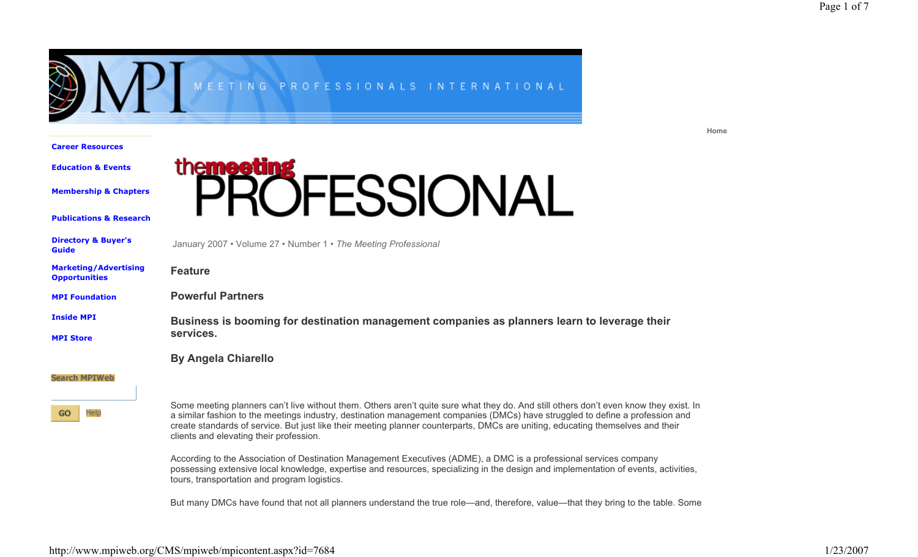# the meeting PROFESSIONAL

January 2007 • Volume 27 • Number 1 • *The Meeting Professional*

**Feature**

## Powerful Partners

### Business is booming for destination management companies as planners learn to leverage their services.

**By Angela Chiarello**

Some meeting planners can't live without them. Others aren't quite sure what they do. And still others don't even know they exist. In a similar fashion to the meetings industry, destination management companies (DMCs) have struggled to define a profession and create standards of service. But just like their meeting planner counterparts, DMCs are uniting, educating themselves and their clients and elevating their profession.

According to the Association of Destination Management Executives (ADME), a DMC is a professional services company possessing extensive local knowledge, expertise and resources, specializing in the design and implementation of events, activities, tours, transportation and program logistics.

But many DMCs have found that not all planners understand the true role—and, therefore, value—that they bring to the table. Some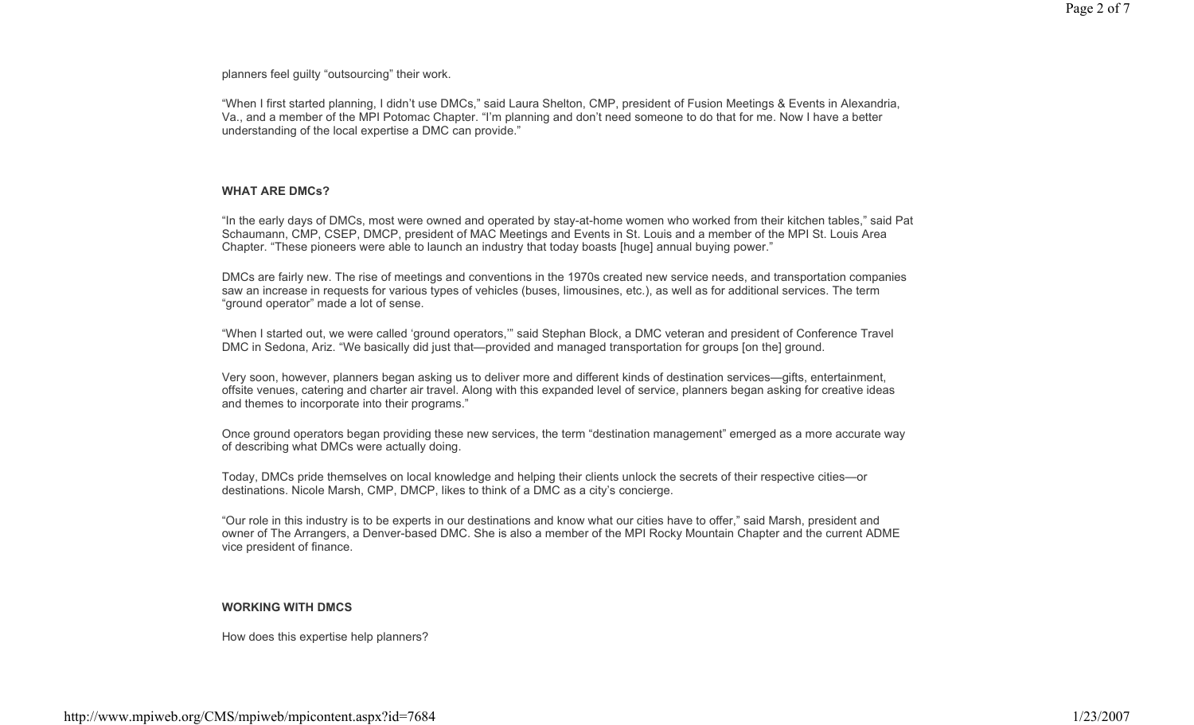planners feel guilty "outsourcing" their work.

"When I first started planning, I didn't use DMCs," said Laura Shelton, CMP, president of Fusion Meetings & Events in Alexandria, Va., and a member of the MPI Potomac Chapter. "I'm planning and don't need someone to do that for me. Now I have a better understanding of the local expertise a DMC can provide."

**WHAT ARE DMCs?**

"In the early days of DMCs, most were owned and operated by stay-at-home women who worked from their kitchen tables," said Pat Schaumann, CMP, CSEP, DMCP, president of MAC Meetings and Events in St. Louis and a member of the MPI St. Louis Area Chapter. "These pioneers were able to launch an industry that today boasts [huge] annual buying power."

DMCs are fairly new. The rise of meetings and conventions in the 1970s created new service needs, and transportation companies saw an increase in requests for various types of vehicles (buses, limousines, etc.), as well as for additional services. The term "ground operator" made a lot of sense.

"When I started out, we were called 'ground operators,'" said Stephan Block, a DMC veteran and president of Conference Travel DMC in Sedona, Ariz. "We basically did just that—provided and managed transportation for groups [on the] ground.

Very soon, however, planners began asking us to deliver more and different kinds of destination services—gifts, entertainment, offsite venues, catering and charter air travel. Along with this expanded level of service, planners began asking for creative ideas and themes to incorporate into their programs."

Once ground operators began providing these new services, the term "destination management" emerged as a more accurate way of describing what DMCs were actually doing.

Today, DMCs pride themselves on local knowledge and helping their clients unlock the secrets of their respective cities—or destinations. Nicole Marsh, CMP, DMCP, likes to think of a DMC as a city's concierge.

"Our role in this industry is to be experts in our destinations and know what our cities have to offer," said Marsh, president and owner of The Arrangers, a Denver-based DMC. She is also a member of the MPI Rocky Mountain Chapter and the current ADME vice president of finance.

**WORKING WITH DMCS**

How does this expertise help planners?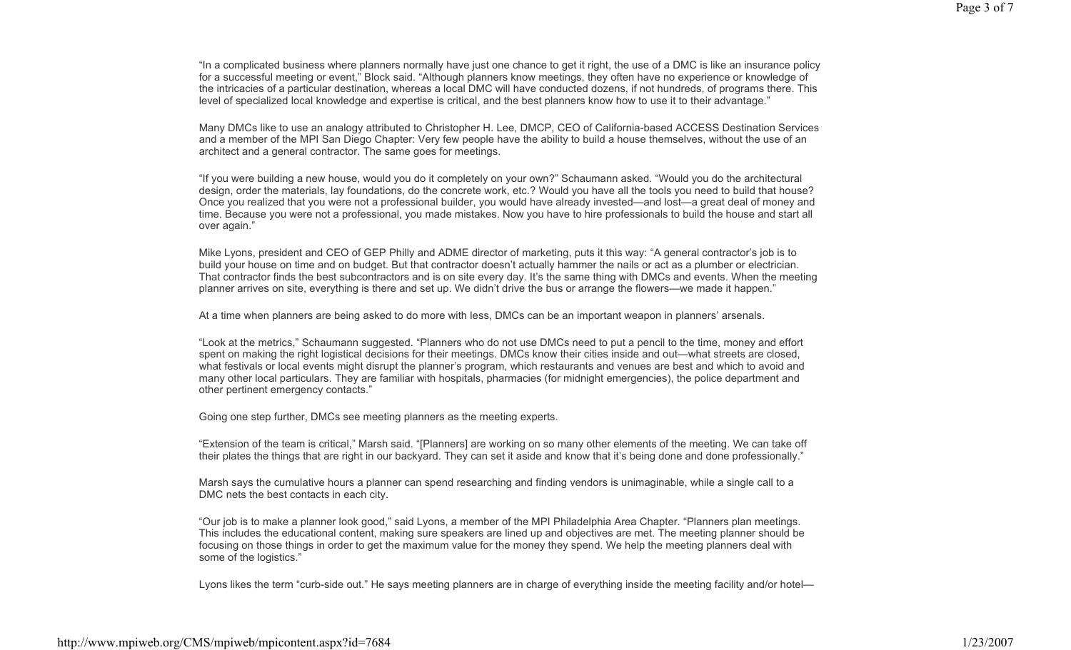"In a complicated business where planners normally have just one chance to get it right, the use of a DMC is like an insurance policy for a successful meeting or event," Block said. "Although planners know meetings, they often have no experience or knowledge of the intricacies of a particular destination, whereas a local DMC will have conducted dozens, if not hundreds, of programs there. This level of specialized local knowledge and expertise is critical, and the best planners know how to use it to their advantage."

Many DMCs like to use an analogy attributed to Christopher H. Lee, DMCP, CEO of California-based ACCESS Destination Services and a member of the MPI San Diego Chapter: Very few people have the ability to build a house themselves, without the use of an architect and a general contractor. The same goes for meetings.

"If you were building a new house, would you do it completely on your own?" Schaumann asked. "Would you do the architectural design, order the materials, lay foundations, do the concrete work, etc.? Would you have all the tools you need to build that house? Once you realized that you were not a professional builder, you would have already invested—and lost—a great deal of money and time. Because you were not a professional, you made mistakes. Now you have to hire professionals to build the house and start all over again."

Mike Lyons, president and CEO of GEP Philly and ADME director of marketing, puts it this way: "A general contractor's job is to build your house on time and on budget. But that contractor doesn't actually hammer the nails or act as a plumber or electrician. That contractor finds the best subcontractors and is on site every day. It's the same thing with DMCs and events. When the meeting planner arrives on site, everything is there and set up. We didn't drive the bus or arrange the flowers—we made it happen."

At a time when planners are being asked to do more with less, DMCs can be an important weapon in planners' arsenals.

"Look at the metrics," Schaumann suggested. "Planners who do not use DMCs need to put a pencil to the time, money and effort spent on making the right logistical decisions for their meetings. DMCs know their cities inside and out—what streets are closed, what festivals or local events might disrupt the planner's program, which restaurants and venues are best and which to avoid and many other local particulars. They are familiar with hospitals, pharmacies (for midnight emergencies), the police department and other pertinent emergency contacts."

Going one step further, DMCs see meeting planners as the meeting experts.

"Extension of the team is critical," Marsh said. "[Planners] are working on so many other elements of the meeting. We can take off their plates the things that are right in our backyard. They can set it aside and know that it's being done and done professionally."

Marsh says the cumulative hours a planner can spend researching and finding vendors is unimaginable, while a single call to a DMC nets the best contacts in each city.

"Our job is to make a planner look good," said Lyons, a member of the MPI Philadelphia Area Chapter. "Planners plan meetings. This includes the educational content, making sure speakers are lined up and objectives are met. The meeting planner should be focusing on those things in order to get the maximum value for the money they spend. We help the meeting planners deal with some of the logistics."

Lyons likes the term "curb-side out." He says meeting planners are in charge of everything inside the meeting facility and/or hotel—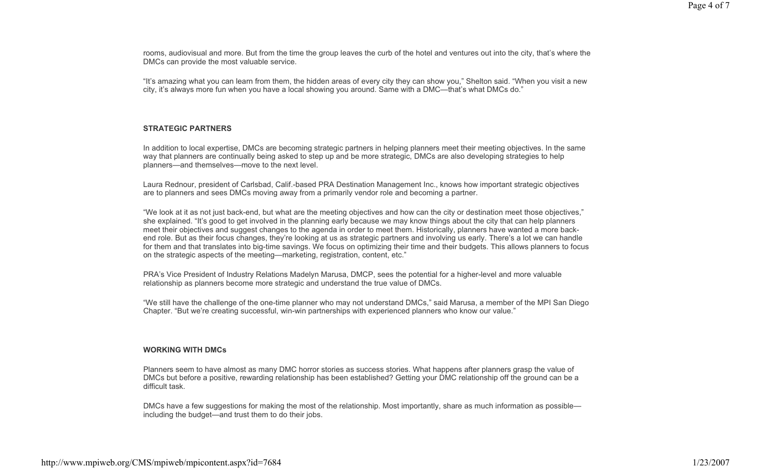rooms, audiovisual and more. But from the time the group leaves the curb of the hotel and ventures out into the city, that's where the DMCs can provide the most valuable service.

"It's amazing what you can learn from them, the hidden areas of every city they can show you," Shelton said. "When you visit a new city, it's always more fun when you have a local showing you around. Same with a DMC—that's what DMCs do."

## STRATEGIC PARTNERS

In addition to local expertise, DMCs are becoming strategic partners in helping planners meet their meeting objectives. In the same way that planners are continually being asked to step up and be more strategic, DMCs are also developing strategies to help planners—and themselves—move to the next level.

Laura Rednour, president of Carlsbad, Calif.-based PRA Destination Management Inc., knows how important strategic objectives are to planners and sees DMCs moving away from a primarily vendor role and becoming a partner.

"We look at it as not just back-end, but what are the meeting objectives and how can the city or destination meet those objectives," she explained. "It's good to get involved in the planning early because we may know things about the city that can help planners meet their objectives and suggest changes to the agenda in order to meet them. Historically, planners have wanted a more back-end role. But as their focus changes, they're looking at us as strategic partners and involving us early. There's a lot we can handle for them and that translates into big-time savings. We focus on optimizing their time and their budgets. This allows planners to focus on the strategic aspects of the meeting—marketing, registration, content, etc."

PRA's Vice President of Industry Relations Madelyn Marusa, DMCP, sees the potential for a higher-level and more valuable relationship as planners become more strategic and understand the true value of DMCs.

"We still have the challenge of the one-time planner who may not understand DMCs," said Marusa, a member of the MPI San Diego Chapter. "But we're creating successful, win-win partnerships with experienced planners who know our value."

## WORKING WITH DMCs

Planners seem to have almost as many DMC horror stories as success stories. What happens after planners grasp the value of DMCs but before a positive, rewarding relationship has been established? Getting your DMC relationship off the ground can be a difficult task.

DMCs have a few suggestions for making the most of the relationship. Most importantly, share as much information as possible—including the budget—and trust them to do their jobs.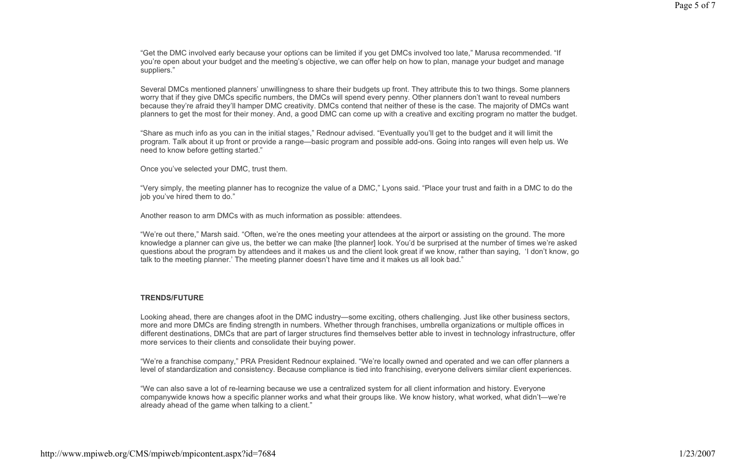"Get the DMC involved early because your options can be limited if you get DMCs involved too late," Marusa recommended. "If you're open about your budget and the meeting's objective, we can offer help on how to plan, manage your budget and manage suppliers."

Several DMCs mentioned planners' unwillingness to share their budgets up front. They attribute this to two things. Some planners worry that if they give DMCs specific numbers, the DMCs will spend every penny. Other planners don't want to reveal numbers because they're afraid they'll hamper DMC creativity. DMCs contend that neither of these is the case. The majority of DMCs want planners to get the most for their money. And, a good DMC can come up with a creative and exciting program no matter the budget.

"Share as much info as you can in the initial stages," Rednour advised. "Eventually you'll get to the budget and it will limit the program. Talk about it up front or provide a range—basic program and possible add-ons. Going into ranges will even help us. We need to know before getting started."

Once you've selected your DMC, trust them.

"Very simply, the meeting planner has to recognize the value of a DMC," Lyons said. "Place your trust and faith in a DMC to do the job you've hired them to do."

Another reason to arm DMCs with as much information as possible: attendees.

"We're out there," Marsh said. "Often, we're the ones meeting your attendees at the airport or assisting on the ground. The more knowledge a planner can give us, the better we can make [the planner] look. You'd be surprised at the number of times we're asked questions about the program by attendees and it makes us and the client look great if we know, rather than saying, 'I don't know, go talk to the meeting planner.' The meeting planner doesn't have time and it makes us all look bad."

**TRENDS/FUTURE**

Looking ahead, there are changes afoot in the DMC industry—some exciting, others challenging. Just like other business sectors, more and more DMCs are finding strength in numbers. Whether through franchises, umbrella organizations or multiple offices in different destinations, DMCs that are part of larger structures find themselves better able to invest in technology infrastructure, offer more services to their clients and consolidate their buying power.

"We're a franchise company," PRA President Rednour explained. "We're locally owned and operated and we can offer planners a level of standardization and consistency. Because compliance is tied into franchising, everyone delivers similar client experiences.

"We can also save a lot of re-learning because we use a centralized system for all client information and history. Everyone companywide knows how a specific planner works and what their groups like. We know history, what worked, what didn't—we're already ahead of the game when talking to a client."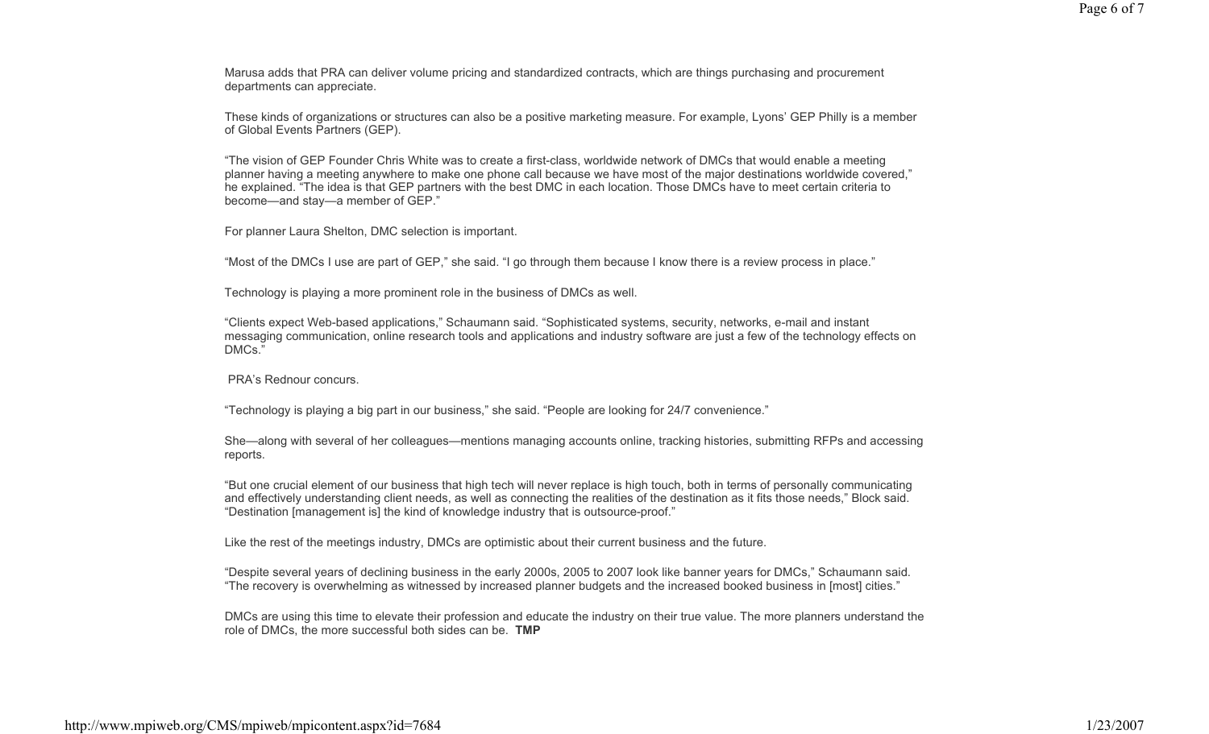Marusa adds that PRA can deliver volume pricing and standardized contracts, which are things purchasing and procurement departments can appreciate.

These kinds of organizations or structures can also be a positive marketing measure. For example, Lyons' GEP Philly is a member of Global Events Partners (GEP).

"The vision of GEP Founder Chris White was to create a first-class, worldwide network of DMCs that would enable a meeting planner having a meeting anywhere to make one phone call because we have most of the major destinations worldwide covered," he explained. "The idea is that GEP partners with the best DMC in each location. Those DMCs have to meet certain criteria to become—and stay—a member of GEP."

For planner Laura Shelton, DMC selection is important.

"Most of the DMCs I use are part of GEP," she said. "I go through them because I know there is a review process in place."

Technology is playing a more prominent role in the business of DMCs as well.

"Clients expect Web-based applications," Schaumann said. "Sophisticated systems, security, networks, e-mail and instant messaging communication, online research tools and applications and industry software are just a few of the technology effects on DMCs."

PRA's Rednour concurs.

"Technology is playing a big part in our business," she said. "People are looking for 24/7 convenience."

She—along with several of her colleagues—mentions managing accounts online, tracking histories, submitting RFPs and accessing reports.

"But one crucial element of our business that high tech will never replace is high touch, both in terms of personally communicating and effectively understanding client needs, as well as connecting the realities of the destination as it fits those needs," Block said. "Destination [management is] the kind of knowledge industry that is outsource-proof."

Like the rest of the meetings industry, DMCs are optimistic about their current business and the future.

"Despite several years of declining business in the early 2000s, 2005 to 2007 look like banner years for DMCs," Schaumann said. "The recovery is overwhelming as witnessed by increased planner budgets and the increased booked business in [most] cities."

DMCs are using this time to elevate their profession and educate the industry on their true value. The more planners understand the role of DMCs, the more successful both sides can be. **TMP**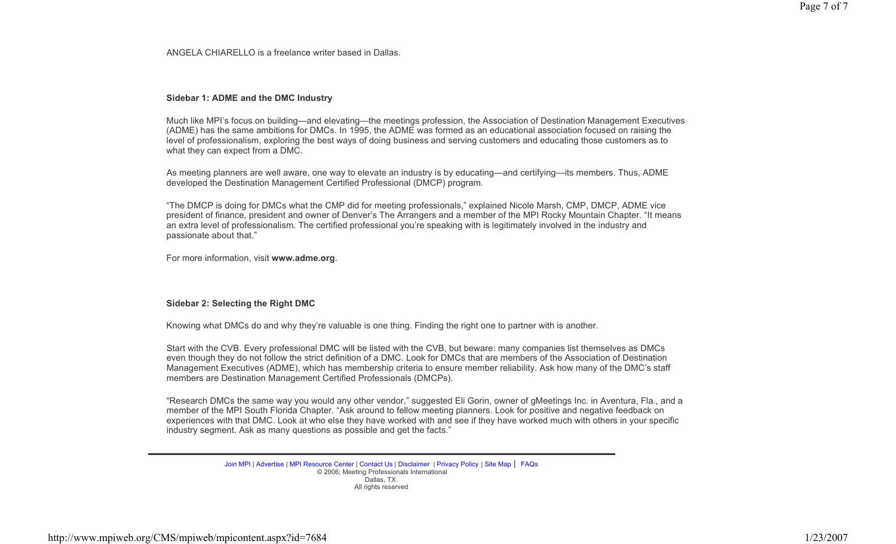ANGELA CHIARELLO is a freelance writer based in Dallas.

### Sidebar 1: ADME and the DMC Industry

Much like MPI's focus on building—and elevating—the meetings profession, the Association of Destination Management Executives (ADME) has the same ambitions for DMCs. In 1995, the ADME was formed as an educational association focused on raising the level of professionalism, exploring the best ways of doing business and serving customers and educating those customers as to what they can expect from a DMC.

As meeting planners are well aware, one way to elevate an industry is by educating—and certifying—its members. Thus, ADME developed the Destination Management Certified Professional (DMCP) program.

"The DMCP is doing for DMCs what the CMP did for meeting professionals," explained Nicole Marsh, CMP, DMCP, ADME vice president of finance, president and owner of Denver's The Arrangers and a member of the MPI Rocky Mountain Chapter. "It means an extra level of professionalism. The certified professional you're speaking with is legitimately involved in the industry and passionate about that."

For more information, visit **www.adme.org**.

### Sidebar 2: Selecting the Right DMC

Knowing what DMCs do and why they're valuable is one thing. Finding the right one to partner with is another.

Start with the CVB. Every professional DMC will be listed with the CVB, but beware: many companies list themselves as DMCs even though they do not follow the strict definition of a DMC. Look for DMCs that are members of the Association of Destination Management Executives (ADME), which has membership criteria to ensure member reliability. Ask how many of the DMC's staff members are Destination Management Certified Professionals (DMCPs).

"Research DMCs the same way you would any other vendor," suggested Eli Gorin, owner of gMeetings Inc. in Aventura, Fla., and a member of the MPI South Florida Chapter. "Ask around to fellow meeting planners. Look for positive and negative feedback on experiences with that DMC. Look at who else they have worked with and see if they have worked much with others in your specific industry segment. Ask as many questions as possible and get the facts."

---

Join MPI | Advertise | MPI Resource Center | Contact Us | Disclaimer | Privacy Policy | Site Map | FAQs

© 2006; Meeting Professionals International
Dallas, TX.
All rights reserved